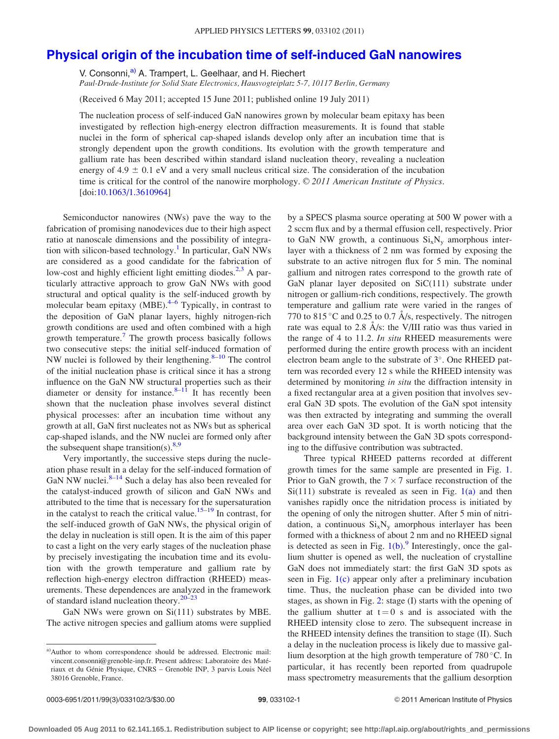# Physical origin of the incubation time of self-induced GaN nanowires

V. Consonni,[a)] A. Trampert, L. Geelhaar, and H. Riechert

*Paul-Drude-Institute for Solid State Electronics, Hausvogteiplatz 5-7, 10117 Berlin, Germany*

(Received 6 May 2011; accepted 15 June 2011; published online 19 July 2011)

The nucleation process of self-induced GaN nanowires grown by molecular beam epitaxy has been investigated by reflection high-energy electron diffraction measurements. It is found that stable nuclei in the form of spherical cap-shaped islands develop only after an incubation time that is strongly dependent upon the growth conditions. Its evolution with the growth temperature and gallium rate has been described within standard island nucleation theory, revealing a nucleation energy of 4.9 ± 0.1 eV and a very small nucleus critical size. The consideration of the incubation time is critical for the control of the nanowire morphology. *© 2011 American Institute of Physics.* [doi:10.1063/1.3610964]

Semiconductor nanowires (NWs) pave the way to the fabrication of promising nanodevices due to their high aspect ratio at nanoscale dimensions and the possibility of integration with silicon-based technology.[1] In particular, GaN NWs are considered as a good candidate for the fabrication of low-cost and highly efficient light emitting diodes.[2,3] A particularly attractive approach to grow GaN NWs with good structural and optical quality is the self-induced growth by molecular beam epitaxy (MBE).[4–6] Typically, in contrast to the deposition of GaN planar layers, highly nitrogen-rich growth conditions are used and often combined with a high growth temperature.[7] The growth process basically follows two consecutive steps: the initial self-induced formation of NW nuclei is followed by their lengthening.[8–10] The control of the initial nucleation phase is critical since it has a strong influence on the GaN NW structural properties such as their diameter or density for instance.[8–11] It has recently been shown that the nucleation phase involves several distinct physical processes: after an incubation time without any growth at all, GaN first nucleates not as NWs but as spherical cap-shaped islands, and the NW nuclei are formed only after the subsequent shape transition(s).[8,9]

Very importantly, the successive steps during the nucleation phase result in a delay for the self-induced formation of GaN NW nuclei.[8–14] Such a delay has also been revealed for the catalyst-induced growth of silicon and GaN NWs and attributed to the time that is necessary for the supersaturation in the catalyst to reach the critical value.[15–19] In contrast, for the self-induced growth of GaN NWs, the physical origin of the delay in nucleation is still open. It is the aim of this paper to cast a light on the very early stages of the nucleation phase by precisely investigating the incubation time and its evolution with the growth temperature and gallium rate by reflection high-energy electron diffraction (RHEED) measurements. These dependences are analyzed in the framework of standard island nucleation theory.[20–23]

GaN NWs were grown on Si(111) substrates by MBE. The active nitrogen species and gallium atoms were supplied by a SPECS plasma source operating at 500 W power with a 2 sccm flux and by a thermal effusion cell, respectively. Prior to GaN NW growth, a continuous $Si_xN_y$ amorphous interlayer with a thickness of 2 nm was formed by exposing the substrate to an active nitrogen flux for 5 min. The nominal gallium and nitrogen rates correspond to the growth rate of GaN planar layer deposited on SiC(111) substrate under nitrogen or gallium-rich conditions, respectively. The growth temperature and gallium rate were varied in the ranges of 770 to 815 °C and 0.25 to 0.7 Å/s, respectively. The nitrogen rate was equal to 2.8 Å/s: the V/III ratio was thus varied in the range of 4 to 11.2. *In situ* RHEED measurements were performed during the entire growth process with an incident electron beam angle to the substrate of 3°. One RHEED pattern was recorded every 12 s while the RHEED intensity was determined by monitoring *in situ* the diffraction intensity in a fixed rectangular area at a given position that involves several GaN 3D spots. The evolution of the GaN spot intensity was then extracted by integrating and summing the overall area over each GaN 3D spot. It is worth noticing that the background intensity between the GaN 3D spots corresponding to the diffusive contribution was subtracted.

Three typical RHEED patterns recorded at different growth times for the same sample are presented in Fig. 1. Prior to GaN growth, the 7 × 7 surface reconstruction of the Si(111) substrate is revealed as seen in Fig. 1(a) and then vanishes rapidly once the nitridation process is initiated by the opening of only the nitrogen shutter. After 5 min of nitridation, a continuous $Si_xN_y$ amorphous interlayer has been formed with a thickness of about 2 nm and no RHEED signal is detected as seen in Fig. 1(b).[9] Interestingly, once the gallium shutter is opened as well, the nucleation of crystalline GaN does not immediately start: the first GaN 3D spots as seen in Fig. 1(c) appear only after a preliminary incubation time. Thus, the nucleation phase can be divided into two stages, as shown in Fig. 2: stage (I) starts with the opening of the gallium shutter at t = 0 s and is associated with the RHEED intensity close to zero. The subsequent increase in the RHEED intensity defines the transition to stage (II). Such a delay in the nucleation process is likely due to massive gallium desorption at the high growth temperature of 780 °C. In particular, it has recently been reported from quadrupole mass spectrometry measurements that the gallium desorption

[a)] Author to whom correspondence should be addressed. Electronic mail: vincent.consonni@grenoble-inp.fr. Present address: Laboratoire des Matériaux et du Génie Physique, CNRS – Grenoble INP, 3 parvis Louis Néel 38016 Grenoble, France.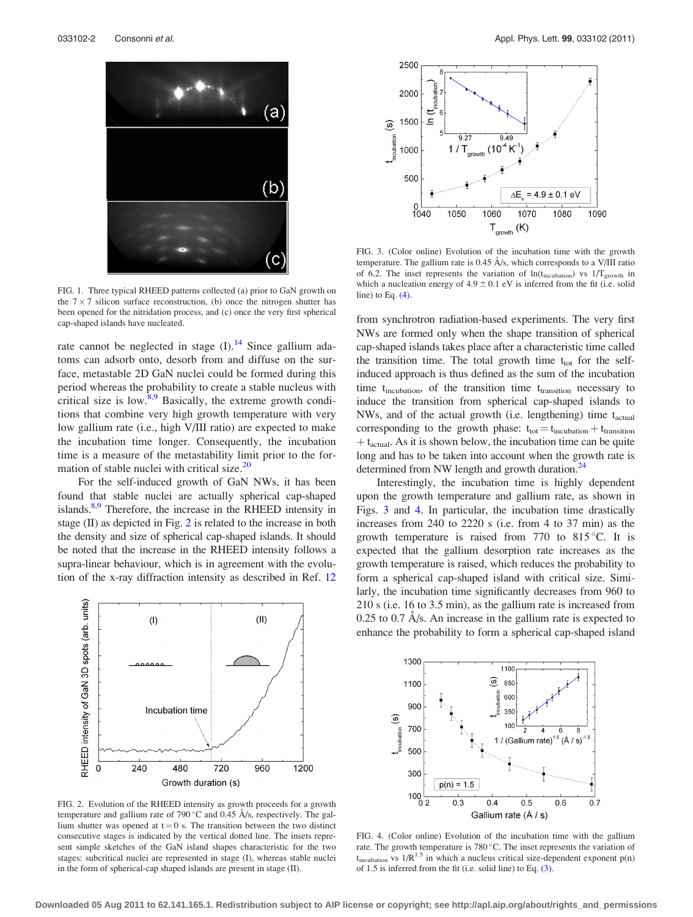FIG. 1. Three typical RHEED patterns collected (a) prior to GaN growth on the $7 \times 7$ silicon surface reconstruction, (b) once the nitrogen shutter has been opened for the nitridation process, and (c) once the very first spherical cap-shaped islands have nucleated.

rate cannot be neglected in stage (I).[14] Since gallium adatoms can adsorb onto, desorb from and diffuse on the surface, metastable 2D GaN nuclei could be formed during this period whereas the probability to create a stable nucleus with critical size is low.[8,9] Basically, the extreme growth conditions that combine very high growth temperature with very low gallium rate (i.e., high V/III ratio) are expected to make the incubation time longer. Consequently, the incubation time is a measure of the metastability limit prior to the formation of stable nuclei with critical size.[20]

For the self-induced growth of GaN NWs, it has been found that stable nuclei are actually spherical cap-shaped islands.[8,9] Therefore, the increase in the RHEED intensity in stage (II) as depicted in Fig. 2 is related to the increase in both the density and size of spherical cap-shaped islands. It should be noted that the increase in the RHEED intensity follows a supra-linear behaviour, which is in agreement with the evolution of the x-ray diffraction intensity as described in Ref. 12

FIG. 2. Evolution of the RHEED intensity as growth proceeds for a growth temperature and gallium rate of 790 °C and 0.45 Å/s, respectively. The gallium shutter was opened at $t = 0$ s. The transition between the two distinct consecutive stages is indicated by the vertical dotted line. The insets represent simple sketches of the GaN island shapes characteristic for the two stages: subcritical nuclei are represented in stage (I), whereas stable nuclei in the form of spherical-cap shaped islands are present in stage (II).

FIG. 3. (Color online) Evolution of the incubation time with the growth temperature. The gallium rate is 0.45 Å/s, which corresponds to a V/III ratio of 6.2. The inset represents the variation of $\ln(t_{incubation})$ vs $1/T_{growth}$ in which a nucleation energy of $4.9 \pm 0.1$ eV is inferred from the fit (i.e. solid line) to Eq. (4).

from synchrotron radiation-based experiments. The very first NWs are formed only when the shape transition of spherical cap-shaped islands takes place after a characteristic time called the transition time. The total growth time $t_{tot}$ for the self-induced approach is thus defined as the sum of the incubation time $t_{incubation}$, of the transition time $t_{transition}$ necessary to induce the transition from spherical cap-shaped islands to NWs, and of the actual growth (i.e. lengthening) time $t_{actual}$ corresponding to the growth phase: $t_{tot} = t_{incubation} + t_{transition} + t_{actual}$. As it is shown below, the incubation time can be quite long and has to be taken into account when the growth rate is determined from NW length and growth duration.[24]

Interestingly, the incubation time is highly dependent upon the growth temperature and gallium rate, as shown in Figs. 3 and 4. In particular, the incubation time drastically increases from 240 to 2220 s (i.e. from 4 to 37 min) as the growth temperature is raised from 770 to 815 °C. It is expected that the gallium desorption rate increases as the growth temperature is raised, which reduces the probability to form a spherical cap-shaped island with critical size. Similarly, the incubation time significantly decreases from 960 to 210 s (i.e. 16 to 3.5 min), as the gallium rate is increased from 0.25 to 0.7 Å/s. An increase in the gallium rate is expected to enhance the probability to form a spherical cap-shaped island

FIG. 4. (Color online) Evolution of the incubation time with the gallium rate. The growth temperature is 780 °C. The inset represents the variation of $t_{incubation}$ vs $1/R^{1.5}$ in which a nucleus critical size-dependent exponent p(n) of 1.5 is inferred from the fit (i.e. solid line) to Eq. (3).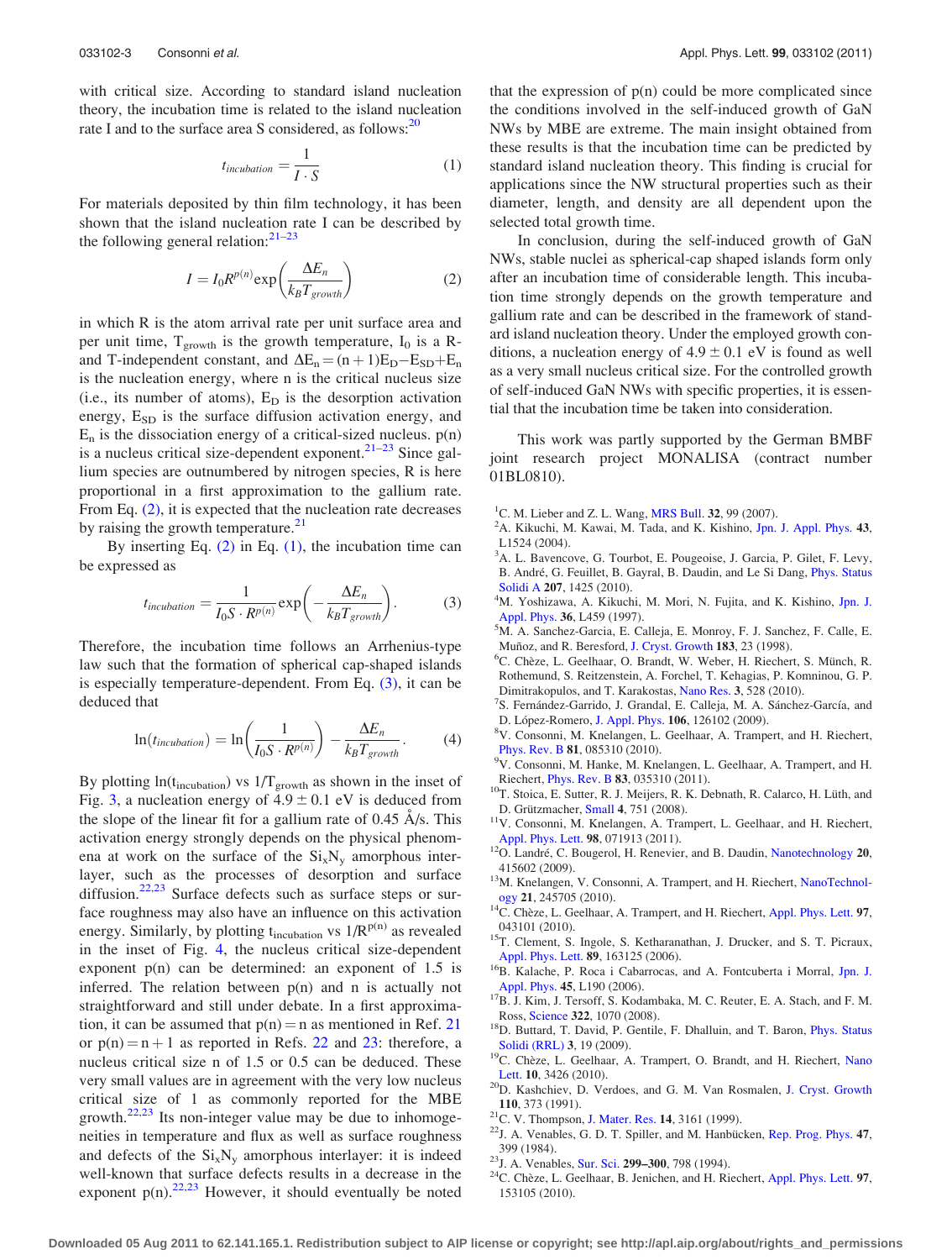with critical size. According to standard island nucleation theory, the incubation time is related to the island nucleation rate I and to the surface area S considered, as follows:[20]

$$t_{incubation} = \frac{1}{I \cdot S} \tag{1}$$

For materials deposited by thin film technology, it has been shown that the island nucleation rate I can be described by the following general relation:[21–23]

$$I = I_0 R^{p(n)} \exp\left(\frac{\Delta E_n}{k_B T_{growth}}\right) \tag{2}$$

in which R is the atom arrival rate per unit surface area and per unit time, $T_{growth}$ is the growth temperature, $I_0$ is a R- and T-independent constant, and $\Delta E_n = (n+1)E_D - E_{SD} + E_n$ is the nucleation energy, where n is the critical nucleus size (i.e., its number of atoms), $E_D$ is the desorption activation energy, $E_{SD}$ is the surface diffusion activation energy, and $E_n$ is the dissociation energy of a critical-sized nucleus. p(n) is a nucleus critical size-dependent exponent.[21–23] Since gallium species are outnumbered by nitrogen species, R is here proportional in a first approximation to the gallium rate. From Eq. (2), it is expected that the nucleation rate decreases by raising the growth temperature.[21]

By inserting Eq. (2) in Eq. (1), the incubation time can be expressed as

$$t_{incubation} = \frac{1}{I_0 S \cdot R^{p(n)}} \exp\left(-\frac{\Delta E_n}{k_B T_{growth}}\right). \tag{3}$$

Therefore, the incubation time follows an Arrhenius-type law such that the formation of spherical cap-shaped islands is especially temperature-dependent. From Eq. (3), it can be deduced that

$$\ln(t_{incubation}) = \ln\left(\frac{1}{I_0 S \cdot R^{p(n)}}\right) - \frac{\Delta E_n}{k_B T_{growth}}. \tag{4}$$

By plotting $\ln(t_{incubation})$ vs $1/T_{growth}$ as shown in the inset of Fig. 3, a nucleation energy of $4.9 \pm 0.1$ eV is deduced from the slope of the linear fit for a gallium rate of 0.45 Å/s. This activation energy strongly depends on the physical phenomena at work on the surface of the $Si_xN_y$ amorphous interlayer, such as the processes of desorption and surface diffusion.[22,23] Surface defects such as surface steps or surface roughness may also have an influence on this activation energy. Similarly, by plotting $t_{incubation}$ vs $1/R^{p(n)}$ as revealed in the inset of Fig. 4, the nucleus critical size-dependent exponent p(n) can be determined: an exponent of 1.5 is inferred. The relation between p(n) and n is actually not straightforward and still under debate. In a first approximation, it can be assumed that $p(n) = n$ as mentioned in Ref. 21 or $p(n) = n + 1$ as reported in Refs. 22 and 23: therefore, a nucleus critical size n of 1.5 or 0.5 can be deduced. These very small values are in agreement with the very low nucleus critical size of 1 as commonly reported for the MBE growth.[22,23] Its non-integer value may be due to inhomogeneities in temperature and flux as well as surface roughness and defects of the $Si_xN_y$ amorphous interlayer: it is indeed well-known that surface defects results in a decrease in the exponent p(n).[22,23] However, it should eventually be noted that the expression of p(n) could be more complicated since the conditions involved in the self-induced growth of GaN NWs by MBE are extreme. The main insight obtained from these results is that the incubation time can be predicted by standard island nucleation theory. This finding is crucial for applications since the NW structural properties such as their diameter, length, and density are all dependent upon the selected total growth time.

In conclusion, during the self-induced growth of GaN NWs, stable nuclei as spherical-cap shaped islands form only after an incubation time of considerable length. This incubation time strongly depends on the growth temperature and gallium rate and can be described in the framework of standard island nucleation theory. Under the employed growth conditions, a nucleation energy of $4.9 \pm 0.1$ eV is found as well as a very small nucleus critical size. For the controlled growth of self-induced GaN NWs with specific properties, it is essential that the incubation time be taken into consideration.

This work was partly supported by the German BMBF joint research project MONALISA (contract number 01BL0810).

[1] C. M. Lieber and Z. L. Wang, MRS Bull. **32**, 99 (2007).
[2] A. Kikuchi, M. Kawai, M. Tada, and K. Kishino, Jpn. J. Appl. Phys. **43**, L1524 (2004).
[3] A. L. Bavencove, G. Tourbot, E. Pougeoise, J. Garcia, P. Gilet, F. Levy, B. André, G. Feuillet, B. Gayral, B. Daudin, and Le Si Dang, Phys. Status Solidi A **207**, 1425 (2010).
[4] M. Yoshizawa, A. Kikuchi, M. Mori, N. Fujita, and K. Kishino, Jpn. J. Appl. Phys. **36**, L459 (1997).
[5] M. A. Sanchez-Garcia, E. Calleja, E. Monroy, F. J. Sanchez, F. Calle, E. Muñoz, and R. Beresford, J. Cryst. Growth **183**, 23 (1998).
[6] C. Chèze, L. Geelhaar, O. Brandt, W. Weber, H. Riechert, S. Münch, R. Rothemund, S. Reitzenstein, A. Forchel, T. Kehagias, P. Komninou, G. P. Dimitrakopulos, and T. Karakostas, Nano Res. **3**, 528 (2010).
[7] S. Fernández-Garrido, J. Grandal, E. Calleja, M. A. Sánchez-García, and D. López-Romero, J. Appl. Phys. **106**, 126102 (2009).
[8] V. Consonni, M. Knelangen, L. Geelhaar, A. Trampert, and H. Riechert, Phys. Rev. B **81**, 085310 (2010).
[9] V. Consonni, M. Hanke, M. Knelangen, L. Geelhaar, A. Trampert, and H. Riechert, Phys. Rev. B **83**, 035310 (2011).
[10] T. Stoica, E. Sutter, R. J. Meijers, R. K. Debnath, R. Calarco, H. Lüth, and D. Grützmacher, Small **4**, 751 (2008).
[11] V. Consonni, M. Knelangen, A. Trampert, L. Geelhaar, and H. Riechert, Appl. Phys. Lett. **98**, 071913 (2011).
[12] O. Landré, C. Bougerol, H. Renevier, and B. Daudin, Nanotechnology **20**, 415602 (2009).
[13] M. Knelangen, V. Consonni, A. Trampert, and H. Riechert, Nanotechnology **21**, 245705 (2010).
[14] C. Chèze, L. Geelhaar, A. Trampert, and H. Riechert, Appl. Phys. Lett. **97**, 043101 (2010).
[15] T. Clement, S. Ingole, S. Ketharanathan, J. Drucker, and S. T. Picraux, Appl. Phys. Lett. **89**, 163125 (2006).
[16] B. Kalache, P. Roca i Cabarrocas, and A. Fontcuberta i Morral, Jpn. J. Appl. Phys. **45**, L190 (2006).
[17] B. J. Kim, J. Tersoff, S. Kodambaka, M. C. Reuter, E. A. Stach, and F. M. Ross, Science **322**, 1070 (2008).
[18] D. Buttard, T. David, P. Gentile, F. Dhalluin, and T. Baron, Phys. Status Solidi (RRL) **3**, 19 (2009).
[19] C. Chèze, L. Geelhaar, A. Trampert, O. Brandt, and H. Riechert, Nano Lett. **10**, 3426 (2010).
[20] D. Kashchiev, D. Verdoes, and G. M. Van Rosmalen, J. Cryst. Growth **110**, 373 (1991).
[21] C. V. Thompson, J. Mater. Res. **14**, 3161 (1999).
[22] J. A. Venables, G. D. T. Spiller, and M. Hanbücken, Rep. Prog. Phys. **47**, 399 (1984).
[23] J. A. Venables, Sur. Sci. **299–300**, 798 (1994).
[24] C. Chèze, L. Geelhaar, B. Jenichen, and H. Riechert, Appl. Phys. Lett. **97**, 153105 (2010).